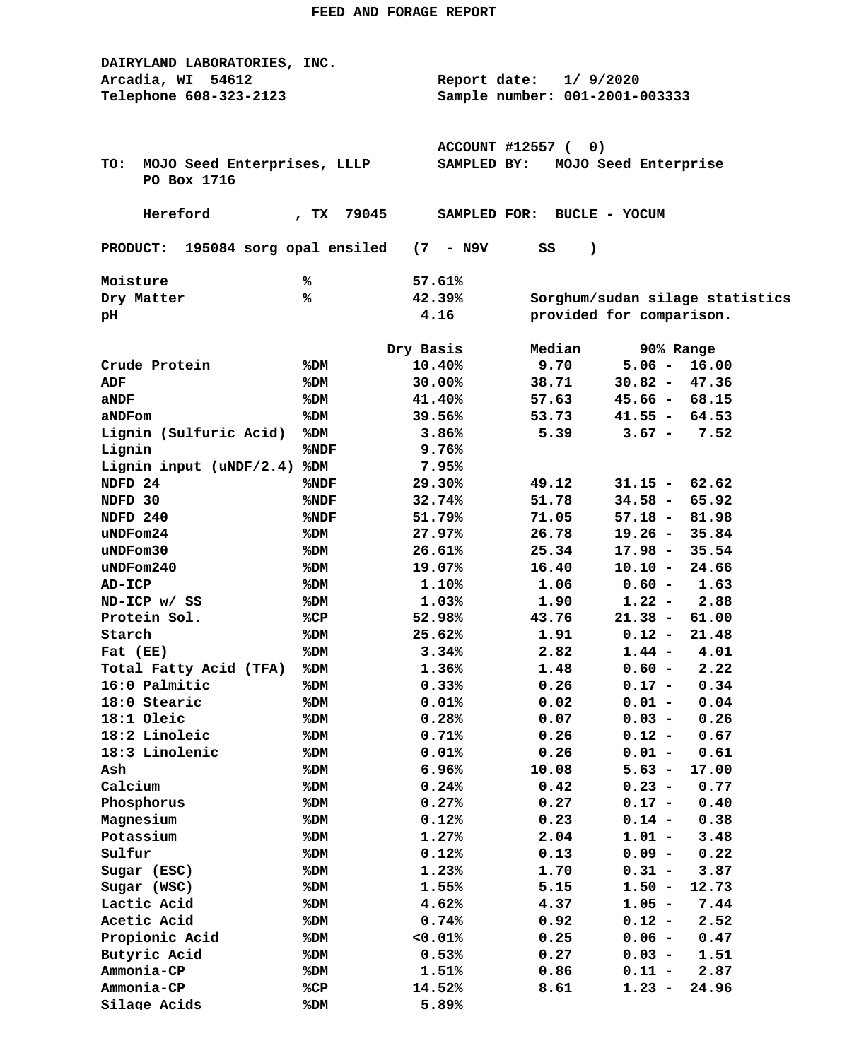# FEED AND FORAGE REPORT

**DAIRYLAND LABORATORIES, INC.**
Arcadia, WI 54612
Telephone 608-323-2123

Report date: 1/ 9/2020
Sample number: 001-2001-003333

ACCOUNT #12557 ( 0)

TO: MOJO Seed Enterprises, LLLP
PO Box 1716

Hereford , TX 79045

SAMPLED BY: MOJO Seed Enterprise

SAMPLED FOR: BUCLE - YOCUM

PRODUCT: 195084 sorg opal ensiled (7 - N9V SS )

| | | | |
|---|---|---|---|
| Moisture | % | 57.61% | |
| Dry Matter | % | 42.39% | Sorghum/sudan silage statistics |
| pH | | 4.16 | provided for comparison. |

| | | Dry Basis | Median | 90% Range |
|---|---|---|---|---|
| Crude Protein | %DM | 10.40% | 9.70 | 5.06 - 16.00 |
| ADF | %DM | 30.00% | 38.71 | 30.82 - 47.36 |
| aNDF | %DM | 41.40% | 57.63 | 45.66 - 68.15 |
| aNDFom | %DM | 39.56% | 53.73 | 41.55 - 64.53 |
| Lignin (Sulfuric Acid) | %DM | 3.86% | 5.39 | 3.67 - 7.52 |
| Lignin | %NDF | 9.76% | | |
| Lignin input (uNDF/2.4) | %DM | 7.95% | | |
| NDFD 24 | %NDF | 29.30% | 49.12 | 31.15 - 62.62 |
| NDFD 30 | %NDF | 32.74% | 51.78 | 34.58 - 65.92 |
| NDFD 240 | %NDF | 51.79% | 71.05 | 57.18 - 81.98 |
| uNDFom24 | %DM | 27.97% | 26.78 | 19.26 - 35.84 |
| uNDFom30 | %DM | 26.61% | 25.34 | 17.98 - 35.54 |
| uNDFom240 | %DM | 19.07% | 16.40 | 10.10 - 24.66 |
| AD-ICP | %DM | 1.10% | 1.06 | 0.60 - 1.63 |
| ND-ICP w/ SS | %DM | 1.03% | 1.90 | 1.22 - 2.88 |
| Protein Sol. | %CP | 52.98% | 43.76 | 21.38 - 61.00 |
| Starch | %DM | 25.62% | 1.91 | 0.12 - 21.48 |
| Fat (EE) | %DM | 3.34% | 2.82 | 1.44 - 4.01 |
| Total Fatty Acid (TFA) | %DM | 1.36% | 1.48 | 0.60 - 2.22 |
| 16:0 Palmitic | %DM | 0.33% | 0.26 | 0.17 - 0.34 |
| 18:0 Stearic | %DM | 0.01% | 0.02 | 0.01 - 0.04 |
| 18:1 Oleic | %DM | 0.28% | 0.07 | 0.03 - 0.26 |
| 18:2 Linoleic | %DM | 0.71% | 0.26 | 0.12 - 0.67 |
| 18:3 Linolenic | %DM | 0.01% | 0.26 | 0.01 - 0.61 |
| Ash | %DM | 6.96% | 10.08 | 5.63 - 17.00 |
| Calcium | %DM | 0.24% | 0.42 | 0.23 - 0.77 |
| Phosphorus | %DM | 0.27% | 0.27 | 0.17 - 0.40 |
| Magnesium | %DM | 0.12% | 0.23 | 0.14 - 0.38 |
| Potassium | %DM | 1.27% | 2.04 | 1.01 - 3.48 |
| Sulfur | %DM | 0.12% | 0.13 | 0.09 - 0.22 |
| Sugar (ESC) | %DM | 1.23% | 1.70 | 0.31 - 3.87 |
| Sugar (WSC) | %DM | 1.55% | 5.15 | 1.50 - 12.73 |
| Lactic Acid | %DM | 4.62% | 4.37 | 1.05 - 7.44 |
| Acetic Acid | %DM | 0.74% | 0.92 | 0.12 - 2.52 |
| Propionic Acid | %DM | <0.01% | 0.25 | 0.06 - 0.47 |
| Butyric Acid | %DM | 0.53% | 0.27 | 0.03 - 1.51 |
| Ammonia-CP | %DM | 1.51% | 0.86 | 0.11 - 2.87 |
| Ammonia-CP | %CP | 14.52% | 8.61 | 1.23 - 24.96 |
| Silage Acids | %DM | 5.89% | | |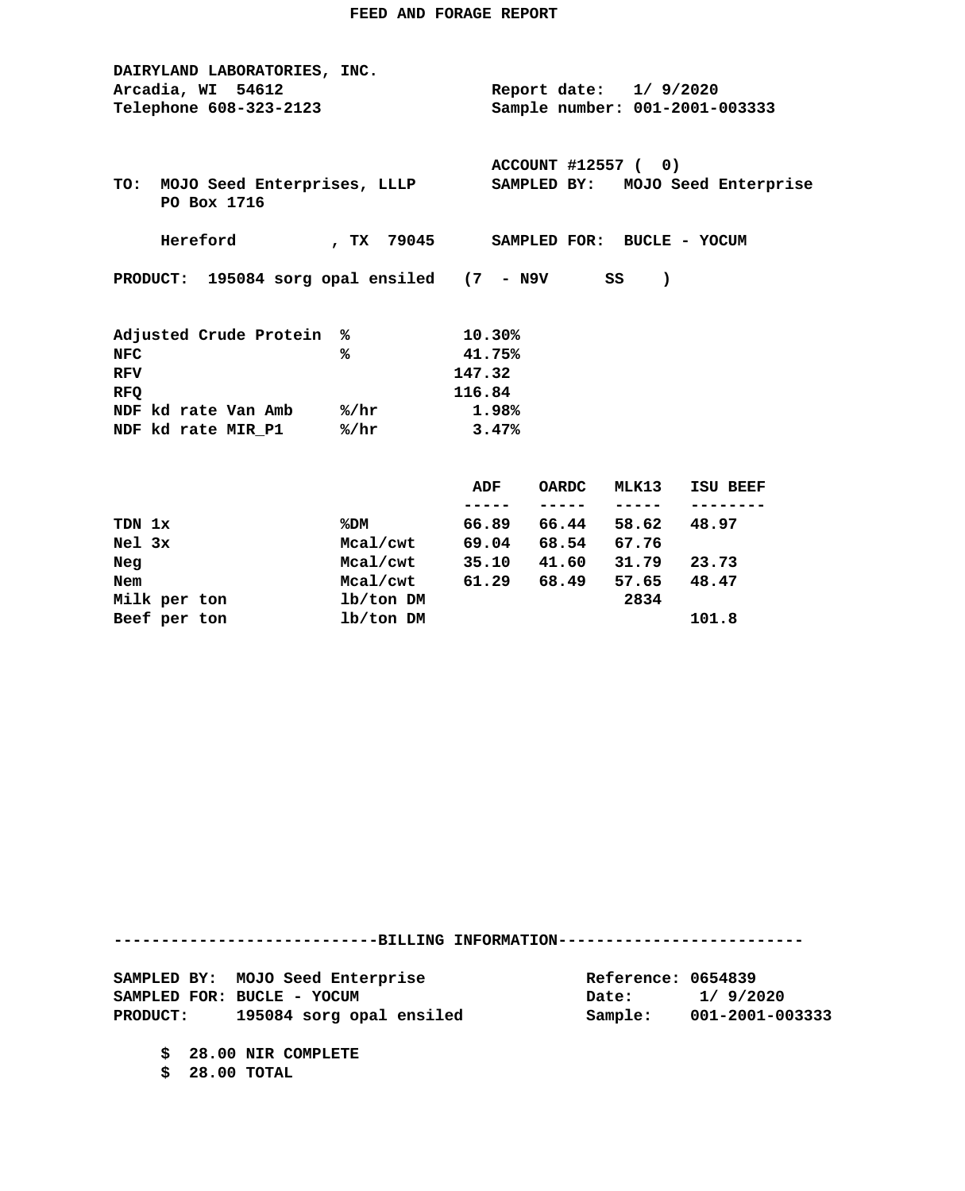# FEED AND FORAGE REPORT

**DAIRYLAND LABORATORIES, INC.**
Arcadia, WI 54612
Telephone 608-323-2123

Report date: 1/ 9/2020
Sample number: 001-2001-003333

ACCOUNT #12557 ( 0)

TO: MOJO Seed Enterprises, LLLP
PO Box 1716

Hereford , TX 79045

SAMPLED BY: MOJO Seed Enterprise

SAMPLED FOR: BUCLE - YOCUM

PRODUCT: 195084 sorg opal ensiled (7 - N9V SS )

| | | |
|---|---|---|
| Adjusted Crude Protein | % | 10.30% |
| NFC | % | 41.75% |
| RFV | | 147.32 |
| RFQ | | 116.84 |
| NDF kd rate Van Amb | %/hr | 1.98% |
| NDF kd rate MIR_P1 | %/hr | 3.47% |

| | | ADF | OARDC | MLK13 | ISU BEEF |
|---|---|---|---|---|---|
| TDN 1x | %DM | 66.89 | 66.44 | 58.62 | 48.97 |
| Nel 3x | Mcal/cwt | 69.04 | 68.54 | 67.76 | |
| Neg | Mcal/cwt | 35.10 | 41.60 | 31.79 | 23.73 |
| Nem | Mcal/cwt | 61.29 | 68.49 | 57.65 | 48.47 |
| Milk per ton | lb/ton DM | | | 2834 | |
| Beef per ton | lb/ton DM | | | | 101.8 |

---BILLING INFORMATION---

SAMPLED BY: MOJO Seed Enterprise
SAMPLED FOR: BUCLE - YOCUM
PRODUCT: 195084 sorg opal ensiled

Reference: 0654839
Date: 1/ 9/2020
Sample: 001-2001-003333

$ 28.00 NIR COMPLETE
$ 28.00 TOTAL